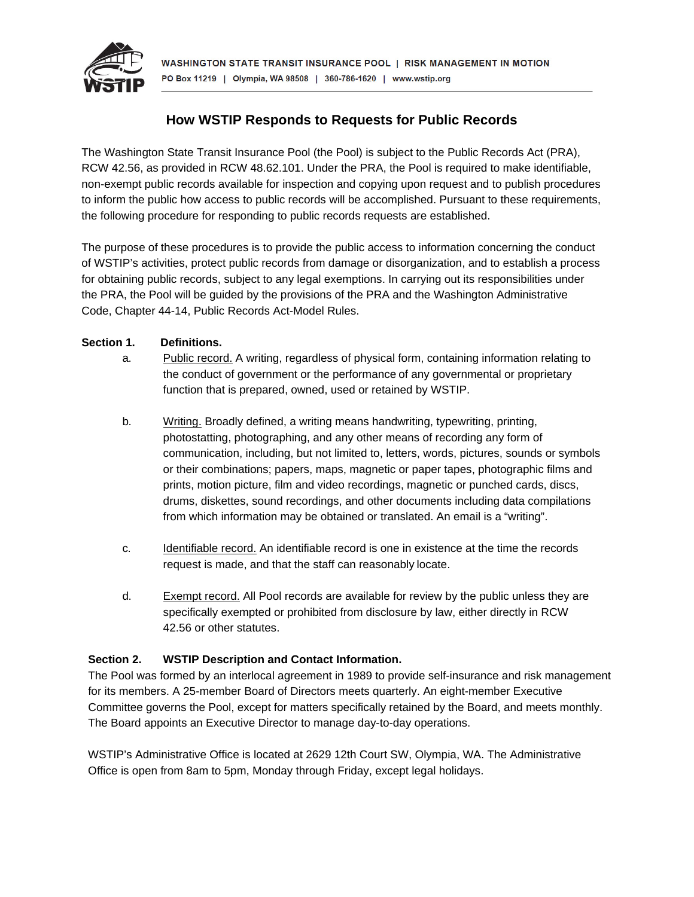# How WSTIP Responds to Requests for Public Records

The Washington State Transit Insurance Pool (the Pool) is subject to the Public Records Act (PRA), RCW 42.56, as provided in RCW 48.62.101. Under the PRA, the Pool is required to make identifiable, non-exempt public records available for inspection and copying upon request and to publish procedures to inform the public how access to public records will be accomplished. Pursuant to these requirements, the following procedure for responding to public records requests are established.

The purpose of these procedures is to provide the public access to information concerning the conduct of WSTIP's activities, protect public records from damage or disorganization, and to establish a process for obtaining public records, subject to any legal exemptions. In carrying out its responsibilities under the PRA, the Pool will be guided by the provisions of the PRA and the Washington Administrative Code, Chapter 44-14, Public Records Act-Model Rules.

**Section 1. Definitions.**

a. Public record. A writing, regardless of physical form, containing information relating to the conduct of government or the performance of any governmental or proprietary function that is prepared, owned, used or retained by WSTIP.

b. Writing. Broadly defined, a writing means handwriting, typewriting, printing, photostatting, photographing, and any other means of recording any form of communication, including, but not limited to, letters, words, pictures, sounds or symbols or their combinations; papers, maps, magnetic or paper tapes, photographic films and prints, motion picture, film and video recordings, magnetic or punched cards, discs, drums, diskettes, sound recordings, and other documents including data compilations from which information may be obtained or translated. An email is a "writing".

c. Identifiable record. An identifiable record is one in existence at the time the records request is made, and that the staff can reasonably locate.

d. Exempt record. All Pool records are available for review by the public unless they are specifically exempted or prohibited from disclosure by law, either directly in RCW 42.56 or other statutes.

**Section 2. WSTIP Description and Contact Information.**

The Pool was formed by an interlocal agreement in 1989 to provide self-insurance and risk management for its members. A 25-member Board of Directors meets quarterly. An eight-member Executive Committee governs the Pool, except for matters specifically retained by the Board, and meets monthly. The Board appoints an Executive Director to manage day-to-day operations.

WSTIP's Administrative Office is located at 2629 12th Court SW, Olympia, WA. The Administrative Office is open from 8am to 5pm, Monday through Friday, except legal holidays.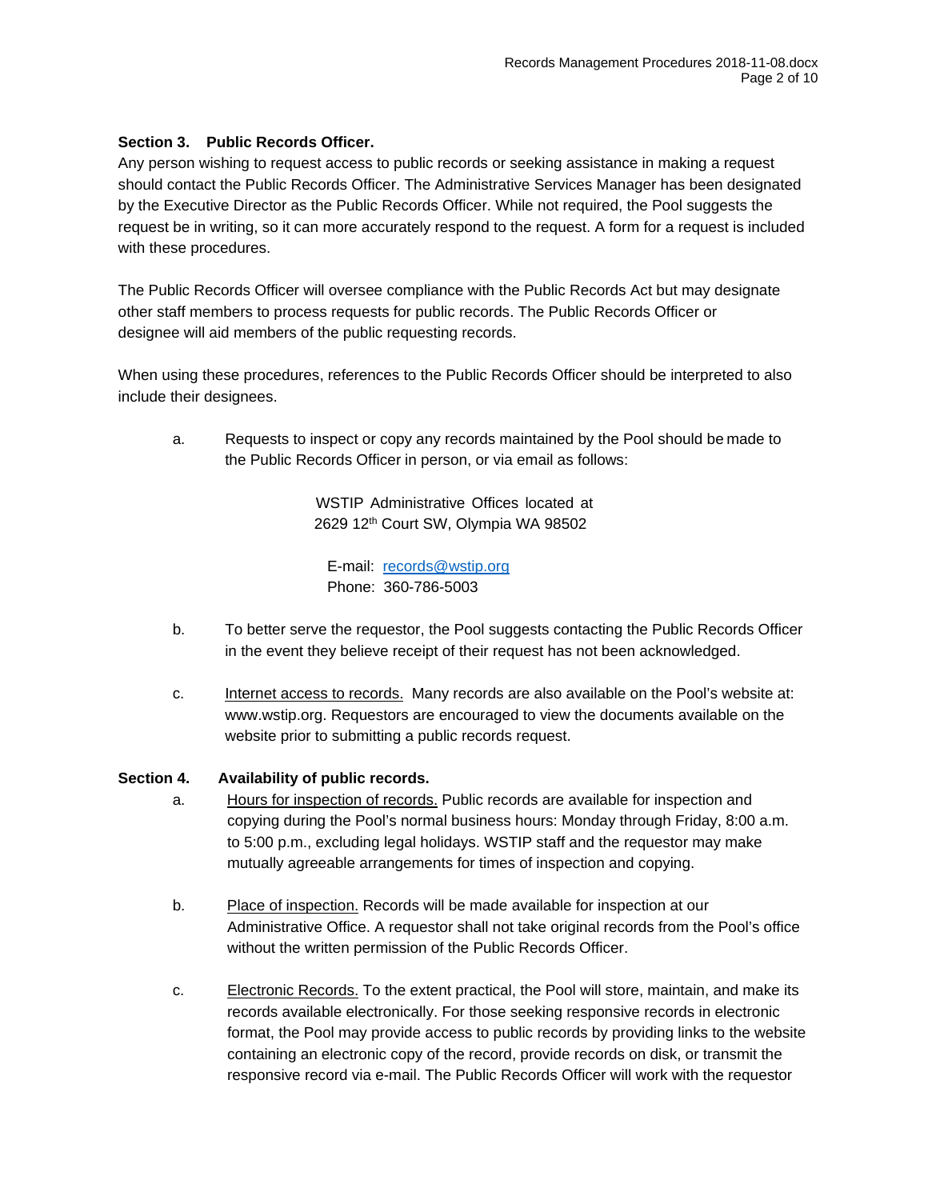**Section 3. Public Records Officer.**

Any person wishing to request access to public records or seeking assistance in making a request should contact the Public Records Officer. The Administrative Services Manager has been designated by the Executive Director as the Public Records Officer. While not required, the Pool suggests the request be in writing, so it can more accurately respond to the request. A form for a request is included with these procedures.

The Public Records Officer will oversee compliance with the Public Records Act but may designate other staff members to process requests for public records. The Public Records Officer or designee will aid members of the public requesting records.

When using these procedures, references to the Public Records Officer should be interpreted to also include their designees.

a. Requests to inspect or copy any records maintained by the Pool should be made to the Public Records Officer in person, or via email as follows:

   WSTIP Administrative Offices located at
   2629 12th Court SW, Olympia WA 98502

   E-mail: records@wstip.org
   Phone: 360-786-5003

b. To better serve the requestor, the Pool suggests contacting the Public Records Officer in the event they believe receipt of their request has not been acknowledged.

c. Internet access to records. Many records are also available on the Pool's website at: www.wstip.org. Requestors are encouraged to view the documents available on the website prior to submitting a public records request.

**Section 4. Availability of public records.**

a. Hours for inspection of records. Public records are available for inspection and copying during the Pool's normal business hours: Monday through Friday, 8:00 a.m. to 5:00 p.m., excluding legal holidays. WSTIP staff and the requestor may make mutually agreeable arrangements for times of inspection and copying.

b. Place of inspection. Records will be made available for inspection at our Administrative Office. A requestor shall not take original records from the Pool's office without the written permission of the Public Records Officer.

c. Electronic Records. To the extent practical, the Pool will store, maintain, and make its records available electronically. For those seeking responsive records in electronic format, the Pool may provide access to public records by providing links to the website containing an electronic copy of the record, provide records on disk, or transmit the responsive record via e-mail. The Public Records Officer will work with the requestor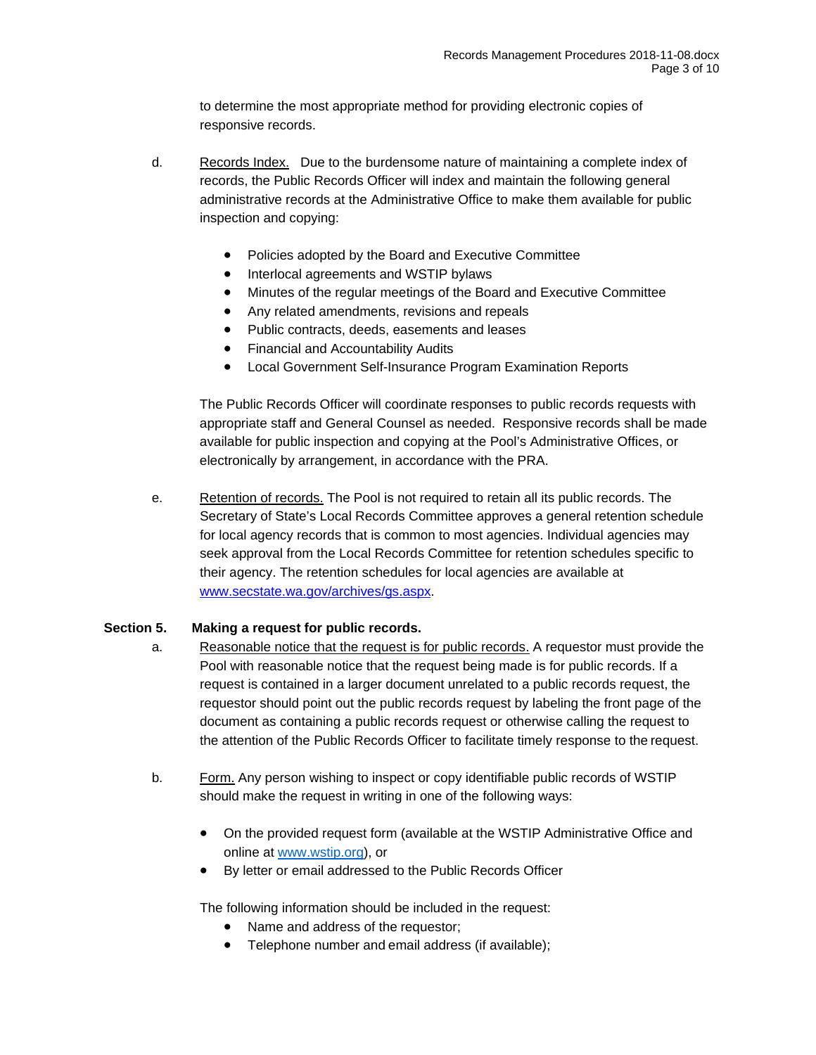to determine the most appropriate method for providing electronic copies of responsive records.

d. Records Index. Due to the burdensome nature of maintaining a complete index of records, the Public Records Officer will index and maintain the following general administrative records at the Administrative Office to make them available for public inspection and copying:

- Policies adopted by the Board and Executive Committee
- Interlocal agreements and WSTIP bylaws
- Minutes of the regular meetings of the Board and Executive Committee
- Any related amendments, revisions and repeals
- Public contracts, deeds, easements and leases
- Financial and Accountability Audits
- Local Government Self-Insurance Program Examination Reports

The Public Records Officer will coordinate responses to public records requests with appropriate staff and General Counsel as needed. Responsive records shall be made available for public inspection and copying at the Pool's Administrative Offices, or electronically by arrangement, in accordance with the PRA.

e. Retention of records. The Pool is not required to retain all its public records. The Secretary of State's Local Records Committee approves a general retention schedule for local agency records that is common to most agencies. Individual agencies may seek approval from the Local Records Committee for retention schedules specific to their agency. The retention schedules for local agencies are available at www.secstate.wa.gov/archives/gs.aspx.

**Section 5. Making a request for public records.**

a. Reasonable notice that the request is for public records. A requestor must provide the Pool with reasonable notice that the request being made is for public records. If a request is contained in a larger document unrelated to a public records request, the requestor should point out the public records request by labeling the front page of the document as containing a public records request or otherwise calling the request to the attention of the Public Records Officer to facilitate timely response to the request.

b. Form. Any person wishing to inspect or copy identifiable public records of WSTIP should make the request in writing in one of the following ways:

- On the provided request form (available at the WSTIP Administrative Office and online at www.wstip.org), or
- By letter or email addressed to the Public Records Officer

The following information should be included in the request:

- Name and address of the requestor;
- Telephone number and email address (if available);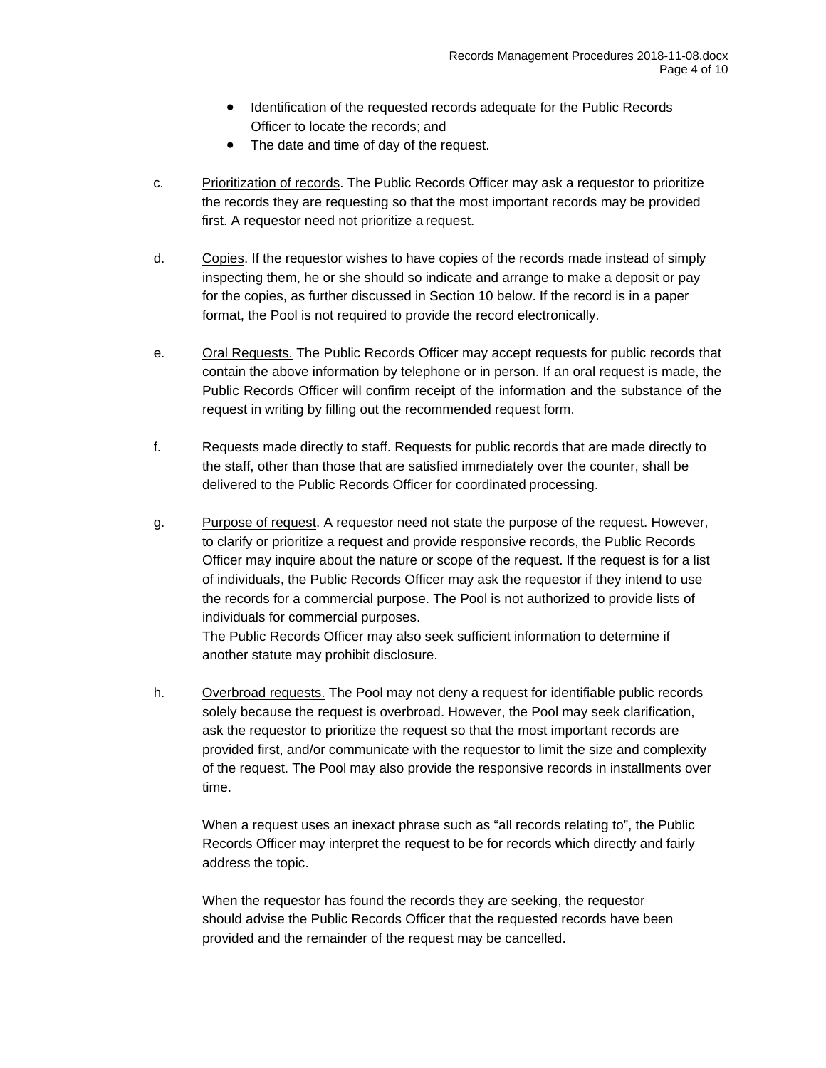- Identification of the requested records adequate for the Public Records Officer to locate the records; and
- The date and time of day of the request.

c. Prioritization of records. The Public Records Officer may ask a requestor to prioritize the records they are requesting so that the most important records may be provided first. A requestor need not prioritize a request.

d. Copies. If the requestor wishes to have copies of the records made instead of simply inspecting them, he or she should so indicate and arrange to make a deposit or pay for the copies, as further discussed in Section 10 below. If the record is in a paper format, the Pool is not required to provide the record electronically.

e. Oral Requests. The Public Records Officer may accept requests for public records that contain the above information by telephone or in person. If an oral request is made, the Public Records Officer will confirm receipt of the information and the substance of the request in writing by filling out the recommended request form.

f. Requests made directly to staff. Requests for public records that are made directly to the staff, other than those that are satisfied immediately over the counter, shall be delivered to the Public Records Officer for coordinated processing.

g. Purpose of request. A requestor need not state the purpose of the request. However, to clarify or prioritize a request and provide responsive records, the Public Records Officer may inquire about the nature or scope of the request. If the request is for a list of individuals, the Public Records Officer may ask the requestor if they intend to use the records for a commercial purpose. The Pool is not authorized to provide lists of individuals for commercial purposes.
The Public Records Officer may also seek sufficient information to determine if another statute may prohibit disclosure.

h. Overbroad requests. The Pool may not deny a request for identifiable public records solely because the request is overbroad. However, the Pool may seek clarification, ask the requestor to prioritize the request so that the most important records are provided first, and/or communicate with the requestor to limit the size and complexity of the request. The Pool may also provide the responsive records in installments over time.

When a request uses an inexact phrase such as "all records relating to", the Public Records Officer may interpret the request to be for records which directly and fairly address the topic.

When the requestor has found the records they are seeking, the requestor should advise the Public Records Officer that the requested records have been provided and the remainder of the request may be cancelled.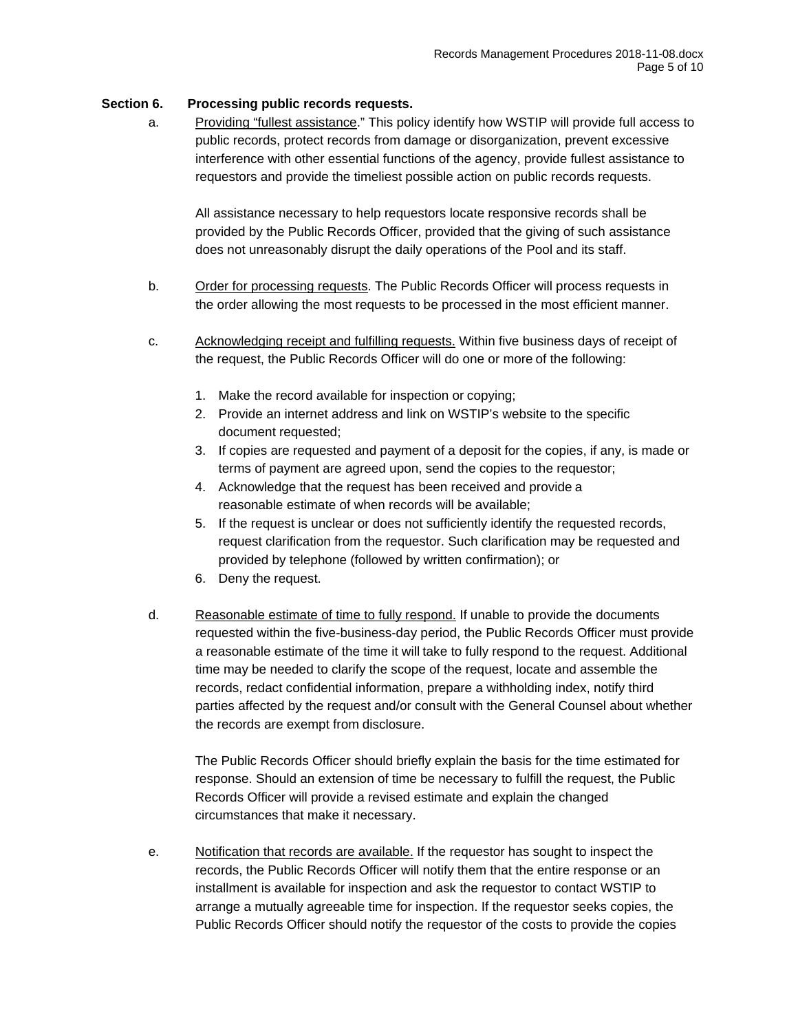**Section 6. Processing public records requests.**

a. Providing "fullest assistance." This policy identify how WSTIP will provide full access to public records, protect records from damage or disorganization, prevent excessive interference with other essential functions of the agency, provide fullest assistance to requestors and provide the timeliest possible action on public records requests.

All assistance necessary to help requestors locate responsive records shall be provided by the Public Records Officer, provided that the giving of such assistance does not unreasonably disrupt the daily operations of the Pool and its staff.

b. Order for processing requests. The Public Records Officer will process requests in the order allowing the most requests to be processed in the most efficient manner.

c. Acknowledging receipt and fulfilling requests. Within five business days of receipt of the request, the Public Records Officer will do one or more of the following:

1. Make the record available for inspection or copying;
2. Provide an internet address and link on WSTIP's website to the specific document requested;
3. If copies are requested and payment of a deposit for the copies, if any, is made or terms of payment are agreed upon, send the copies to the requestor;
4. Acknowledge that the request has been received and provide a reasonable estimate of when records will be available;
5. If the request is unclear or does not sufficiently identify the requested records, request clarification from the requestor. Such clarification may be requested and provided by telephone (followed by written confirmation); or
6. Deny the request.

d. Reasonable estimate of time to fully respond. If unable to provide the documents requested within the five-business-day period, the Public Records Officer must provide a reasonable estimate of the time it will take to fully respond to the request. Additional time may be needed to clarify the scope of the request, locate and assemble the records, redact confidential information, prepare a withholding index, notify third parties affected by the request and/or consult with the General Counsel about whether the records are exempt from disclosure.

The Public Records Officer should briefly explain the basis for the time estimated for response. Should an extension of time be necessary to fulfill the request, the Public Records Officer will provide a revised estimate and explain the changed circumstances that make it necessary.

e. Notification that records are available. If the requestor has sought to inspect the records, the Public Records Officer will notify them that the entire response or an installment is available for inspection and ask the requestor to contact WSTIP to arrange a mutually agreeable time for inspection. If the requestor seeks copies, the Public Records Officer should notify the requestor of the costs to provide the copies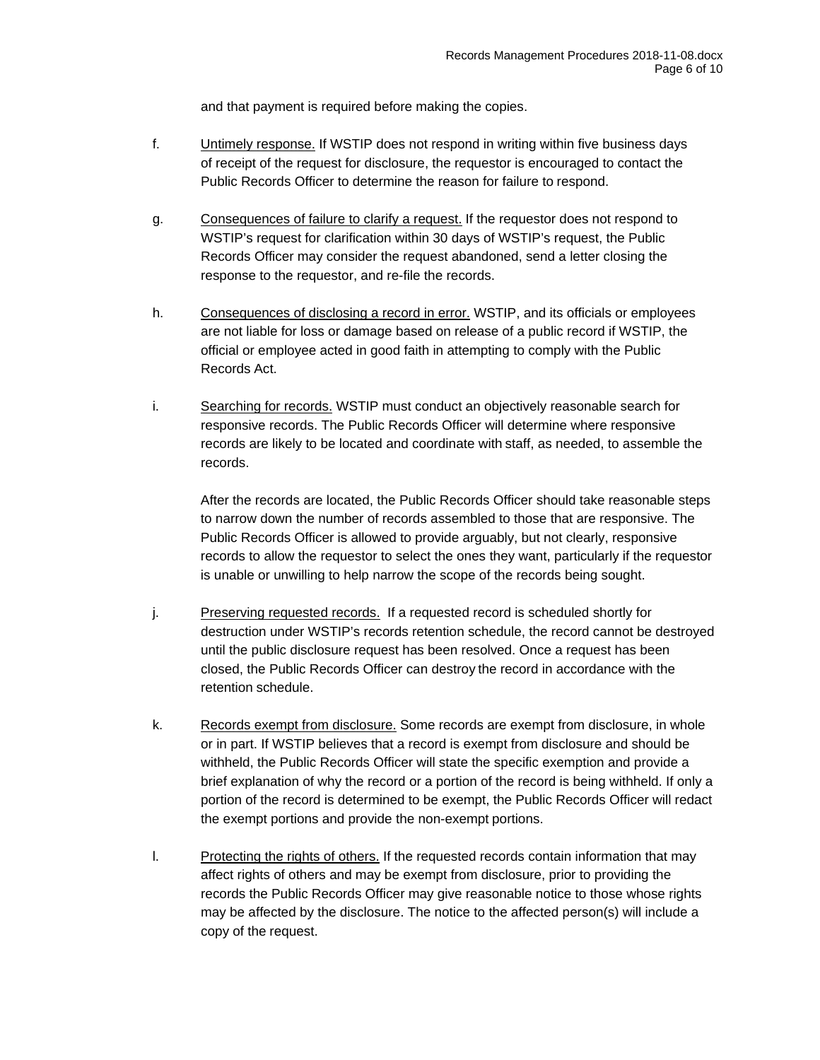and that payment is required before making the copies.

f. Untimely response. If WSTIP does not respond in writing within five business days of receipt of the request for disclosure, the requestor is encouraged to contact the Public Records Officer to determine the reason for failure to respond.

g. Consequences of failure to clarify a request. If the requestor does not respond to WSTIP's request for clarification within 30 days of WSTIP's request, the Public Records Officer may consider the request abandoned, send a letter closing the response to the requestor, and re-file the records.

h. Consequences of disclosing a record in error. WSTIP, and its officials or employees are not liable for loss or damage based on release of a public record if WSTIP, the official or employee acted in good faith in attempting to comply with the Public Records Act.

i. Searching for records. WSTIP must conduct an objectively reasonable search for responsive records. The Public Records Officer will determine where responsive records are likely to be located and coordinate with staff, as needed, to assemble the records.

   After the records are located, the Public Records Officer should take reasonable steps to narrow down the number of records assembled to those that are responsive. The Public Records Officer is allowed to provide arguably, but not clearly, responsive records to allow the requestor to select the ones they want, particularly if the requestor is unable or unwilling to help narrow the scope of the records being sought.

j. Preserving requested records. If a requested record is scheduled shortly for destruction under WSTIP's records retention schedule, the record cannot be destroyed until the public disclosure request has been resolved. Once a request has been closed, the Public Records Officer can destroy the record in accordance with the retention schedule.

k. Records exempt from disclosure. Some records are exempt from disclosure, in whole or in part. If WSTIP believes that a record is exempt from disclosure and should be withheld, the Public Records Officer will state the specific exemption and provide a brief explanation of why the record or a portion of the record is being withheld. If only a portion of the record is determined to be exempt, the Public Records Officer will redact the exempt portions and provide the non-exempt portions.

l. Protecting the rights of others. If the requested records contain information that may affect rights of others and may be exempt from disclosure, prior to providing the records the Public Records Officer may give reasonable notice to those whose rights may be affected by the disclosure. The notice to the affected person(s) will include a copy of the request.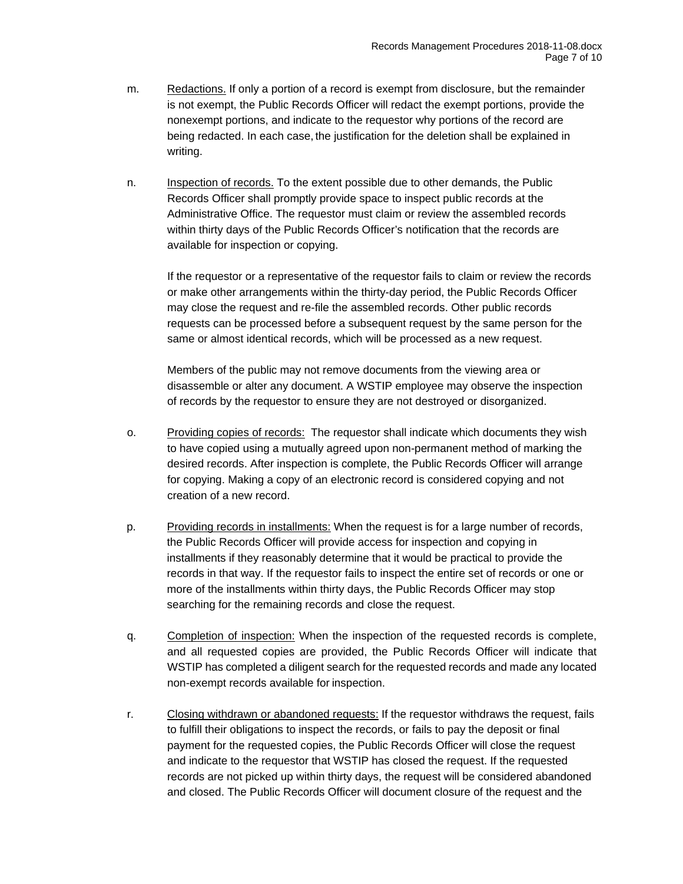m. Redactions. If only a portion of a record is exempt from disclosure, but the remainder is not exempt, the Public Records Officer will redact the exempt portions, provide the nonexempt portions, and indicate to the requestor why portions of the record are being redacted. In each case, the justification for the deletion shall be explained in writing.

n. Inspection of records. To the extent possible due to other demands, the Public Records Officer shall promptly provide space to inspect public records at the Administrative Office. The requestor must claim or review the assembled records within thirty days of the Public Records Officer's notification that the records are available for inspection or copying.

If the requestor or a representative of the requestor fails to claim or review the records or make other arrangements within the thirty-day period, the Public Records Officer may close the request and re-file the assembled records. Other public records requests can be processed before a subsequent request by the same person for the same or almost identical records, which will be processed as a new request.

Members of the public may not remove documents from the viewing area or disassemble or alter any document. A WSTIP employee may observe the inspection of records by the requestor to ensure they are not destroyed or disorganized.

o. Providing copies of records: The requestor shall indicate which documents they wish to have copied using a mutually agreed upon non-permanent method of marking the desired records. After inspection is complete, the Public Records Officer will arrange for copying. Making a copy of an electronic record is considered copying and not creation of a new record.

p. Providing records in installments: When the request is for a large number of records, the Public Records Officer will provide access for inspection and copying in installments if they reasonably determine that it would be practical to provide the records in that way. If the requestor fails to inspect the entire set of records or one or more of the installments within thirty days, the Public Records Officer may stop searching for the remaining records and close the request.

q. Completion of inspection: When the inspection of the requested records is complete, and all requested copies are provided, the Public Records Officer will indicate that WSTIP has completed a diligent search for the requested records and made any located non-exempt records available for inspection.

r. Closing withdrawn or abandoned requests: If the requestor withdraws the request, fails to fulfill their obligations to inspect the records, or fails to pay the deposit or final payment for the requested copies, the Public Records Officer will close the request and indicate to the requestor that WSTIP has closed the request. If the requested records are not picked up within thirty days, the request will be considered abandoned and closed. The Public Records Officer will document closure of the request and the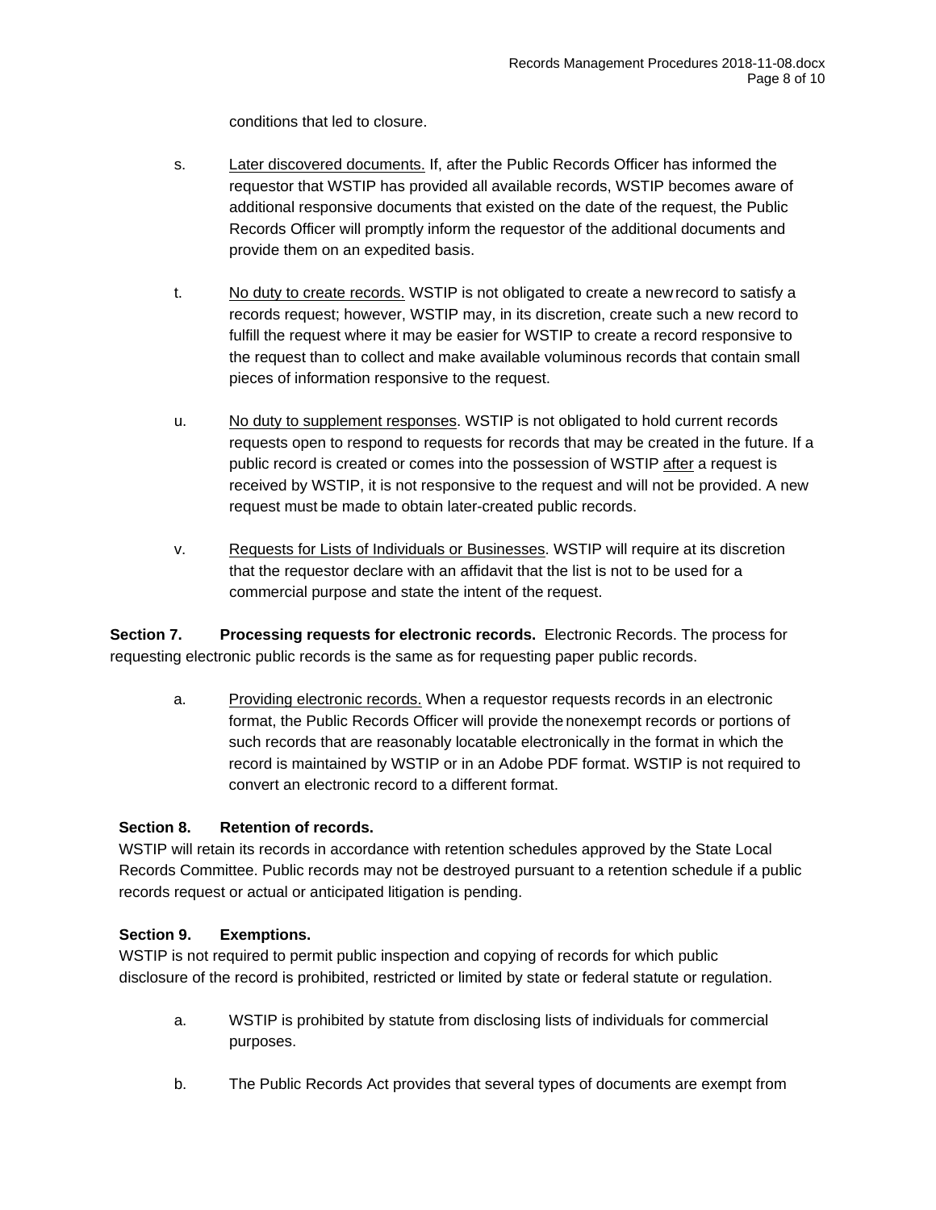conditions that led to closure.

s. Later discovered documents. If, after the Public Records Officer has informed the requestor that WSTIP has provided all available records, WSTIP becomes aware of additional responsive documents that existed on the date of the request, the Public Records Officer will promptly inform the requestor of the additional documents and provide them on an expedited basis.

t. No duty to create records. WSTIP is not obligated to create a new record to satisfy a records request; however, WSTIP may, in its discretion, create such a new record to fulfill the request where it may be easier for WSTIP to create a record responsive to the request than to collect and make available voluminous records that contain small pieces of information responsive to the request.

u. No duty to supplement responses. WSTIP is not obligated to hold current records requests open to respond to requests for records that may be created in the future. If a public record is created or comes into the possession of WSTIP after a request is received by WSTIP, it is not responsive to the request and will not be provided. A new request must be made to obtain later-created public records.

v. Requests for Lists of Individuals or Businesses. WSTIP will require at its discretion that the requestor declare with an affidavit that the list is not to be used for a commercial purpose and state the intent of the request.

**Section 7. Processing requests for electronic records.** Electronic Records. The process for requesting electronic public records is the same as for requesting paper public records.

a. Providing electronic records. When a requestor requests records in an electronic format, the Public Records Officer will provide the nonexempt records or portions of such records that are reasonably locatable electronically in the format in which the record is maintained by WSTIP or in an Adobe PDF format. WSTIP is not required to convert an electronic record to a different format.

**Section 8. Retention of records.**

WSTIP will retain its records in accordance with retention schedules approved by the State Local Records Committee. Public records may not be destroyed pursuant to a retention schedule if a public records request or actual or anticipated litigation is pending.

**Section 9. Exemptions.**

WSTIP is not required to permit public inspection and copying of records for which public disclosure of the record is prohibited, restricted or limited by state or federal statute or regulation.

a. WSTIP is prohibited by statute from disclosing lists of individuals for commercial purposes.

b. The Public Records Act provides that several types of documents are exempt from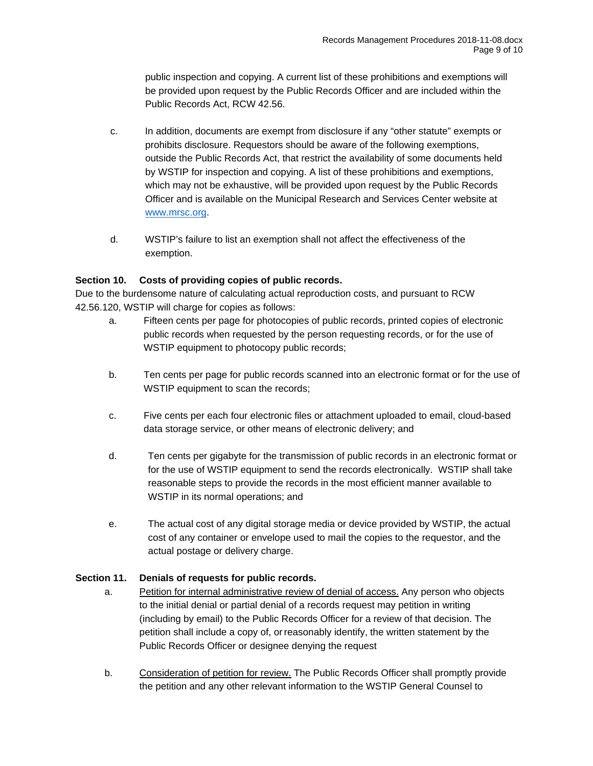public inspection and copying. A current list of these prohibitions and exemptions will be provided upon request by the Public Records Officer and are included within the Public Records Act, RCW 42.56.

c. In addition, documents are exempt from disclosure if any "other statute" exempts or prohibits disclosure. Requestors should be aware of the following exemptions, outside the Public Records Act, that restrict the availability of some documents held by WSTIP for inspection and copying. A list of these prohibitions and exemptions, which may not be exhaustive, will be provided upon request by the Public Records Officer and is available on the Municipal Research and Services Center website at [www.mrsc.org](http://www.mrsc.org).

d. WSTIP's failure to list an exemption shall not affect the effectiveness of the exemption.

**Section 10. Costs of providing copies of public records.**

Due to the burdensome nature of calculating actual reproduction costs, and pursuant to RCW 42.56.120, WSTIP will charge for copies as follows:

a. Fifteen cents per page for photocopies of public records, printed copies of electronic public records when requested by the person requesting records, or for the use of WSTIP equipment to photocopy public records;

b. Ten cents per page for public records scanned into an electronic format or for the use of WSTIP equipment to scan the records;

c. Five cents per each four electronic files or attachment uploaded to email, cloud-based data storage service, or other means of electronic delivery; and

d. Ten cents per gigabyte for the transmission of public records in an electronic format or for the use of WSTIP equipment to send the records electronically. WSTIP shall take reasonable steps to provide the records in the most efficient manner available to WSTIP in its normal operations; and

e. The actual cost of any digital storage media or device provided by WSTIP, the actual cost of any container or envelope used to mail the copies to the requestor, and the actual postage or delivery charge.

**Section 11. Denials of requests for public records.**

a. Petition for internal administrative review of denial of access. Any person who objects to the initial denial or partial denial of a records request may petition in writing (including by email) to the Public Records Officer for a review of that decision. The petition shall include a copy of, or reasonably identify, the written statement by the Public Records Officer or designee denying the request

b. Consideration of petition for review. The Public Records Officer shall promptly provide the petition and any other relevant information to the WSTIP General Counsel to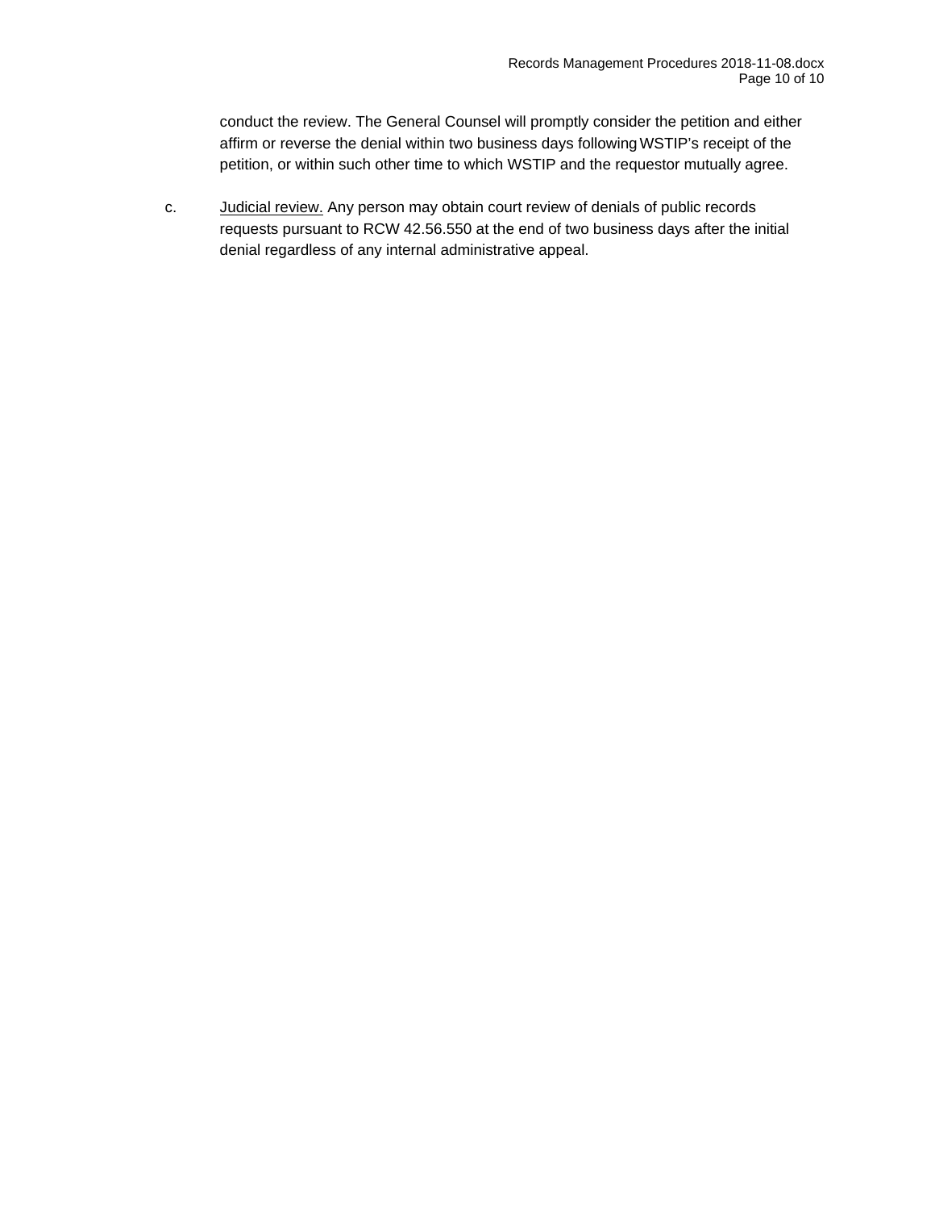conduct the review. The General Counsel will promptly consider the petition and either affirm or reverse the denial within two business days following WSTIP's receipt of the petition, or within such other time to which WSTIP and the requestor mutually agree.

c. <u>Judicial review.</u> Any person may obtain court review of denials of public records requests pursuant to RCW 42.56.550 at the end of two business days after the initial denial regardless of any internal administrative appeal.